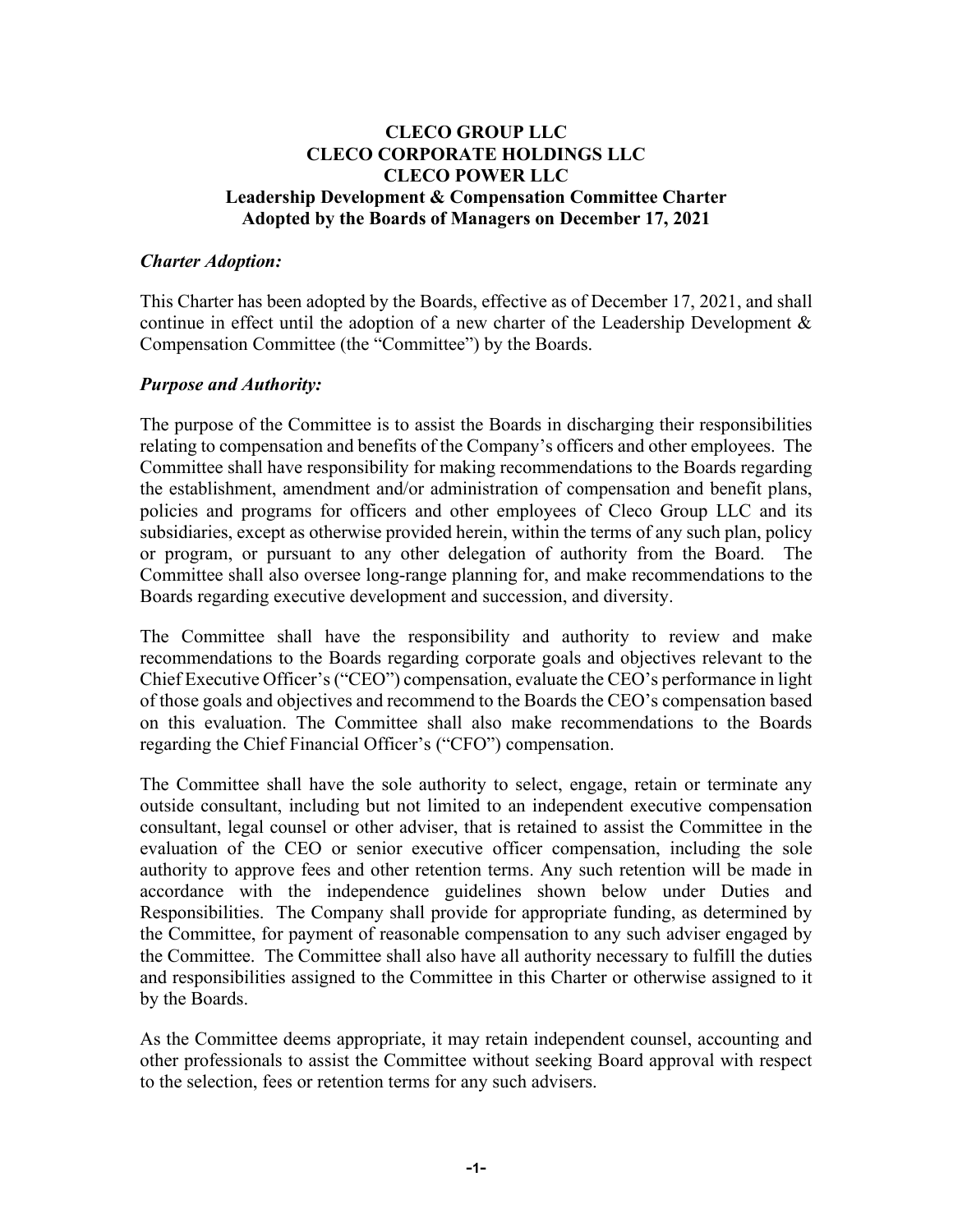# CLECO GROUP LLC
# CLECO CORPORATE HOLDINGS LLC
# CLECO POWER LLC
## Leadership Development & Compensation Committee Charter
## Adopted by the Boards of Managers on December 17, 2021

***Charter Adoption:***

This Charter has been adopted by the Boards, effective as of December 17, 2021, and shall continue in effect until the adoption of a new charter of the Leadership Development & Compensation Committee (the "Committee") by the Boards.

***Purpose and Authority:***

The purpose of the Committee is to assist the Boards in discharging their responsibilities relating to compensation and benefits of the Company's officers and other employees. The Committee shall have responsibility for making recommendations to the Boards regarding the establishment, amendment and/or administration of compensation and benefit plans, policies and programs for officers and other employees of Cleco Group LLC and its subsidiaries, except as otherwise provided herein, within the terms of any such plan, policy or program, or pursuant to any other delegation of authority from the Board. The Committee shall also oversee long-range planning for, and make recommendations to the Boards regarding executive development and succession, and diversity.

The Committee shall have the responsibility and authority to review and make recommendations to the Boards regarding corporate goals and objectives relevant to the Chief Executive Officer's ("CEO") compensation, evaluate the CEO's performance in light of those goals and objectives and recommend to the Boards the CEO's compensation based on this evaluation. The Committee shall also make recommendations to the Boards regarding the Chief Financial Officer's ("CFO") compensation.

The Committee shall have the sole authority to select, engage, retain or terminate any outside consultant, including but not limited to an independent executive compensation consultant, legal counsel or other adviser, that is retained to assist the Committee in the evaluation of the CEO or senior executive officer compensation, including the sole authority to approve fees and other retention terms. Any such retention will be made in accordance with the independence guidelines shown below under Duties and Responsibilities. The Company shall provide for appropriate funding, as determined by the Committee, for payment of reasonable compensation to any such adviser engaged by the Committee. The Committee shall also have all authority necessary to fulfill the duties and responsibilities assigned to the Committee in this Charter or otherwise assigned to it by the Boards.

As the Committee deems appropriate, it may retain independent counsel, accounting and other professionals to assist the Committee without seeking Board approval with respect to the selection, fees or retention terms for any such advisers.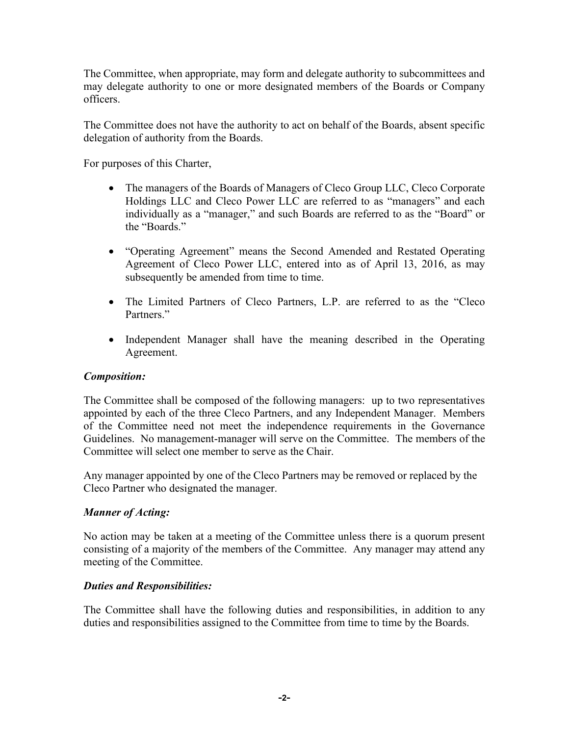The Committee, when appropriate, may form and delegate authority to subcommittees and may delegate authority to one or more designated members of the Boards or Company officers.

The Committee does not have the authority to act on behalf of the Boards, absent specific delegation of authority from the Boards.

For purposes of this Charter,

- The managers of the Boards of Managers of Cleco Group LLC, Cleco Corporate Holdings LLC and Cleco Power LLC are referred to as "managers" and each individually as a "manager," and such Boards are referred to as the "Board" or the "Boards."

- "Operating Agreement" means the Second Amended and Restated Operating Agreement of Cleco Power LLC, entered into as of April 13, 2016, as may subsequently be amended from time to time.

- The Limited Partners of Cleco Partners, L.P. are referred to as the "Cleco Partners."

- Independent Manager shall have the meaning described in the Operating Agreement.

### *Composition:*

The Committee shall be composed of the following managers: up to two representatives appointed by each of the three Cleco Partners, and any Independent Manager. Members of the Committee need not meet the independence requirements in the Governance Guidelines. No management-manager will serve on the Committee. The members of the Committee will select one member to serve as the Chair.

Any manager appointed by one of the Cleco Partners may be removed or replaced by the Cleco Partner who designated the manager.

### *Manner of Acting:*

No action may be taken at a meeting of the Committee unless there is a quorum present consisting of a majority of the members of the Committee. Any manager may attend any meeting of the Committee.

### *Duties and Responsibilities:*

The Committee shall have the following duties and responsibilities, in addition to any duties and responsibilities assigned to the Committee from time to time by the Boards.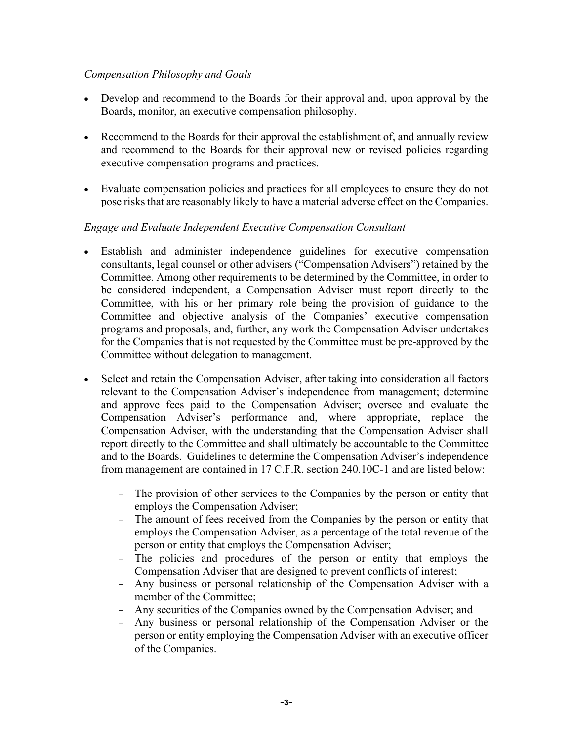*Compensation Philosophy and Goals*

- Develop and recommend to the Boards for their approval and, upon approval by the Boards, monitor, an executive compensation philosophy.
- Recommend to the Boards for their approval the establishment of, and annually review and recommend to the Boards for their approval new or revised policies regarding executive compensation programs and practices.
- Evaluate compensation policies and practices for all employees to ensure they do not pose risks that are reasonably likely to have a material adverse effect on the Companies.

*Engage and Evaluate Independent Executive Compensation Consultant*

- Establish and administer independence guidelines for executive compensation consultants, legal counsel or other advisers ("Compensation Advisers") retained by the Committee. Among other requirements to be determined by the Committee, in order to be considered independent, a Compensation Adviser must report directly to the Committee, with his or her primary role being the provision of guidance to the Committee and objective analysis of the Companies' executive compensation programs and proposals, and, further, any work the Compensation Adviser undertakes for the Companies that is not requested by the Committee must be pre-approved by the Committee without delegation to management.
- Select and retain the Compensation Adviser, after taking into consideration all factors relevant to the Compensation Adviser's independence from management; determine and approve fees paid to the Compensation Adviser; oversee and evaluate the Compensation Adviser's performance and, where appropriate, replace the Compensation Adviser, with the understanding that the Compensation Adviser shall report directly to the Committee and shall ultimately be accountable to the Committee and to the Boards. Guidelines to determine the Compensation Adviser's independence from management are contained in 17 C.F.R. section 240.10C-1 and are listed below:
  - The provision of other services to the Companies by the person or entity that employs the Compensation Adviser;
  - The amount of fees received from the Companies by the person or entity that employs the Compensation Adviser, as a percentage of the total revenue of the person or entity that employs the Compensation Adviser;
  - The policies and procedures of the person or entity that employs the Compensation Adviser that are designed to prevent conflicts of interest;
  - Any business or personal relationship of the Compensation Adviser with a member of the Committee;
  - Any securities of the Companies owned by the Compensation Adviser; and
  - Any business or personal relationship of the Compensation Adviser or the person or entity employing the Compensation Adviser with an executive officer of the Companies.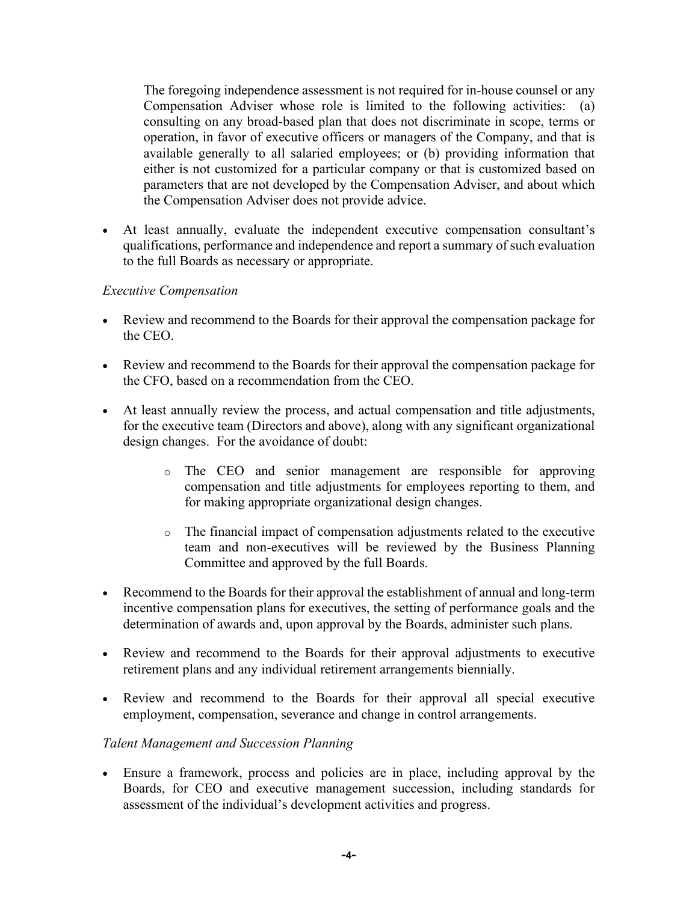The foregoing independence assessment is not required for in-house counsel or any Compensation Adviser whose role is limited to the following activities: (a) consulting on any broad-based plan that does not discriminate in scope, terms or operation, in favor of executive officers or managers of the Company, and that is available generally to all salaried employees; or (b) providing information that either is not customized for a particular company or that is customized based on parameters that are not developed by the Compensation Adviser, and about which the Compensation Adviser does not provide advice.

- At least annually, evaluate the independent executive compensation consultant's qualifications, performance and independence and report a summary of such evaluation to the full Boards as necessary or appropriate.

*Executive Compensation*

- Review and recommend to the Boards for their approval the compensation package for the CEO.
- Review and recommend to the Boards for their approval the compensation package for the CFO, based on a recommendation from the CEO.
- At least annually review the process, and actual compensation and title adjustments, for the executive team (Directors and above), along with any significant organizational design changes. For the avoidance of doubt:
  - The CEO and senior management are responsible for approving compensation and title adjustments for employees reporting to them, and for making appropriate organizational design changes.
  - The financial impact of compensation adjustments related to the executive team and non-executives will be reviewed by the Business Planning Committee and approved by the full Boards.
- Recommend to the Boards for their approval the establishment of annual and long-term incentive compensation plans for executives, the setting of performance goals and the determination of awards and, upon approval by the Boards, administer such plans.
- Review and recommend to the Boards for their approval adjustments to executive retirement plans and any individual retirement arrangements biennially.
- Review and recommend to the Boards for their approval all special executive employment, compensation, severance and change in control arrangements.

*Talent Management and Succession Planning*

- Ensure a framework, process and policies are in place, including approval by the Boards, for CEO and executive management succession, including standards for assessment of the individual's development activities and progress.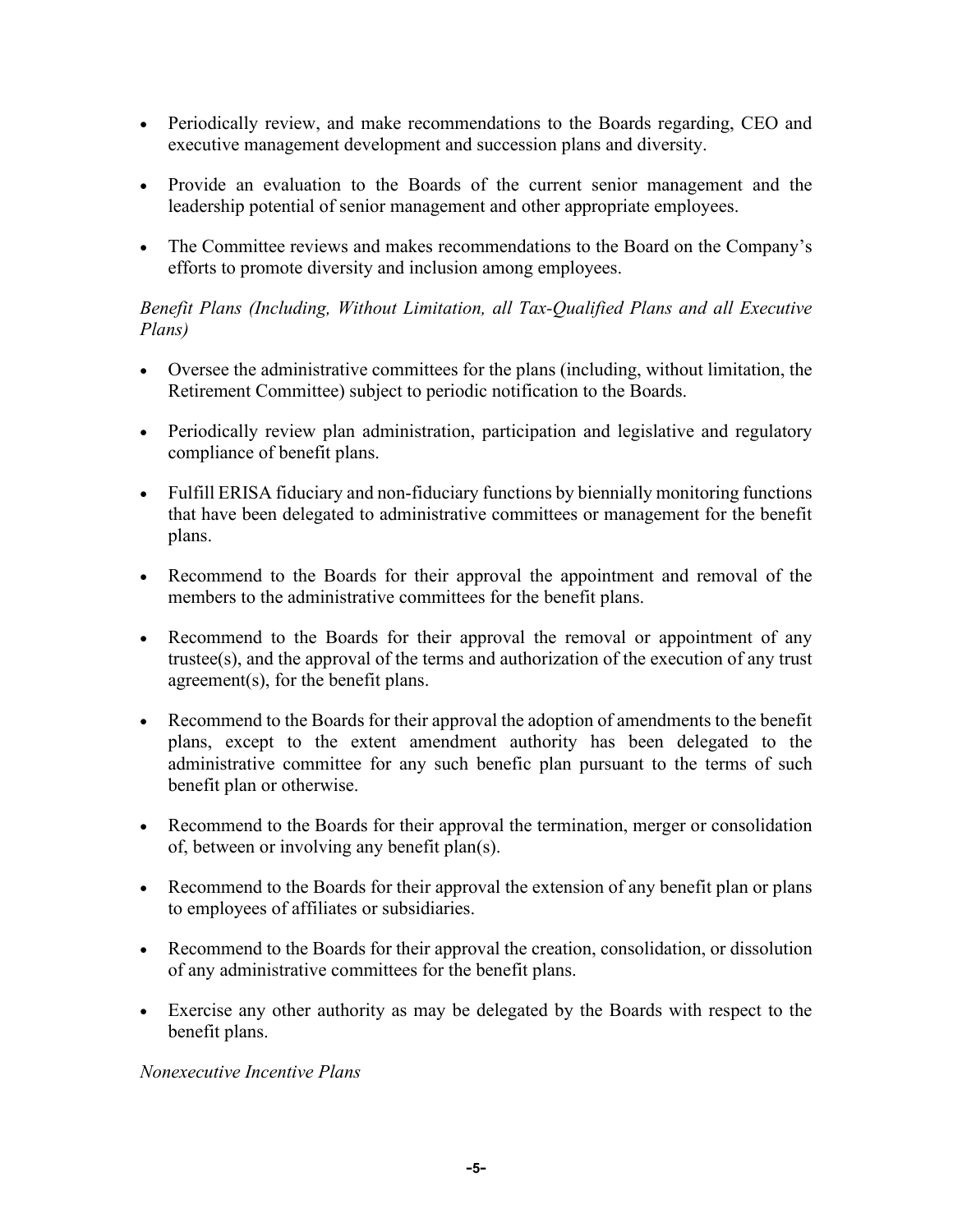- Periodically review, and make recommendations to the Boards regarding, CEO and executive management development and succession plans and diversity.

- Provide an evaluation to the Boards of the current senior management and the leadership potential of senior management and other appropriate employees.

- The Committee reviews and makes recommendations to the Board on the Company's efforts to promote diversity and inclusion among employees.

*Benefit Plans (Including, Without Limitation, all Tax-Qualified Plans and all Executive Plans)*

- Oversee the administrative committees for the plans (including, without limitation, the Retirement Committee) subject to periodic notification to the Boards.

- Periodically review plan administration, participation and legislative and regulatory compliance of benefit plans.

- Fulfill ERISA fiduciary and non-fiduciary functions by biennially monitoring functions that have been delegated to administrative committees or management for the benefit plans.

- Recommend to the Boards for their approval the appointment and removal of the members to the administrative committees for the benefit plans.

- Recommend to the Boards for their approval the removal or appointment of any trustee(s), and the approval of the terms and authorization of the execution of any trust agreement(s), for the benefit plans.

- Recommend to the Boards for their approval the adoption of amendments to the benefit plans, except to the extent amendment authority has been delegated to the administrative committee for any such benefic plan pursuant to the terms of such benefit plan or otherwise.

- Recommend to the Boards for their approval the termination, merger or consolidation of, between or involving any benefit plan(s).

- Recommend to the Boards for their approval the extension of any benefit plan or plans to employees of affiliates or subsidiaries.

- Recommend to the Boards for their approval the creation, consolidation, or dissolution of any administrative committees for the benefit plans.

- Exercise any other authority as may be delegated by the Boards with respect to the benefit plans.

*Nonexecutive Incentive Plans*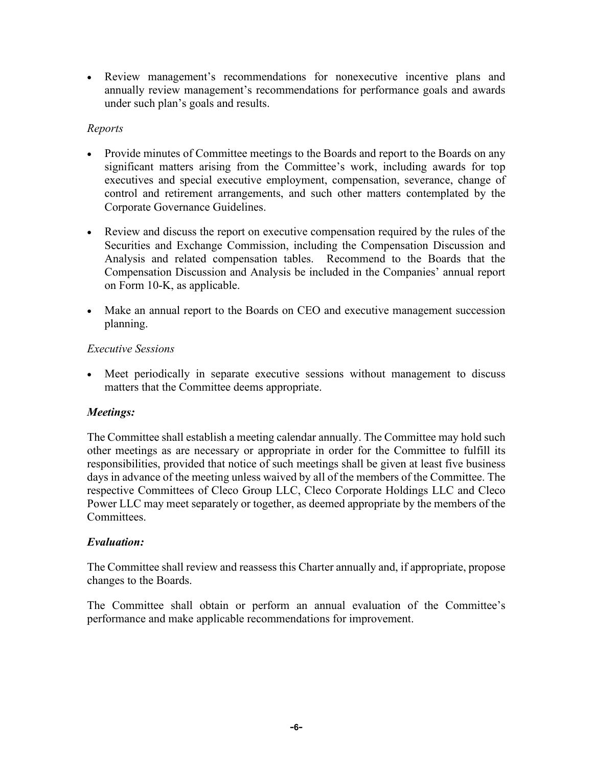- Review management's recommendations for nonexecutive incentive plans and annually review management's recommendations for performance goals and awards under such plan's goals and results.

*Reports*

- Provide minutes of Committee meetings to the Boards and report to the Boards on any significant matters arising from the Committee's work, including awards for top executives and special executive employment, compensation, severance, change of control and retirement arrangements, and such other matters contemplated by the Corporate Governance Guidelines.

- Review and discuss the report on executive compensation required by the rules of the Securities and Exchange Commission, including the Compensation Discussion and Analysis and related compensation tables. Recommend to the Boards that the Compensation Discussion and Analysis be included in the Companies' annual report on Form 10-K, as applicable.

- Make an annual report to the Boards on CEO and executive management succession planning.

*Executive Sessions*

- Meet periodically in separate executive sessions without management to discuss matters that the Committee deems appropriate.

***Meetings:***

The Committee shall establish a meeting calendar annually. The Committee may hold such other meetings as are necessary or appropriate in order for the Committee to fulfill its responsibilities, provided that notice of such meetings shall be given at least five business days in advance of the meeting unless waived by all of the members of the Committee. The respective Committees of Cleco Group LLC, Cleco Corporate Holdings LLC and Cleco Power LLC may meet separately or together, as deemed appropriate by the members of the Committees.

***Evaluation:***

The Committee shall review and reassess this Charter annually and, if appropriate, propose changes to the Boards.

The Committee shall obtain or perform an annual evaluation of the Committee's performance and make applicable recommendations for improvement.